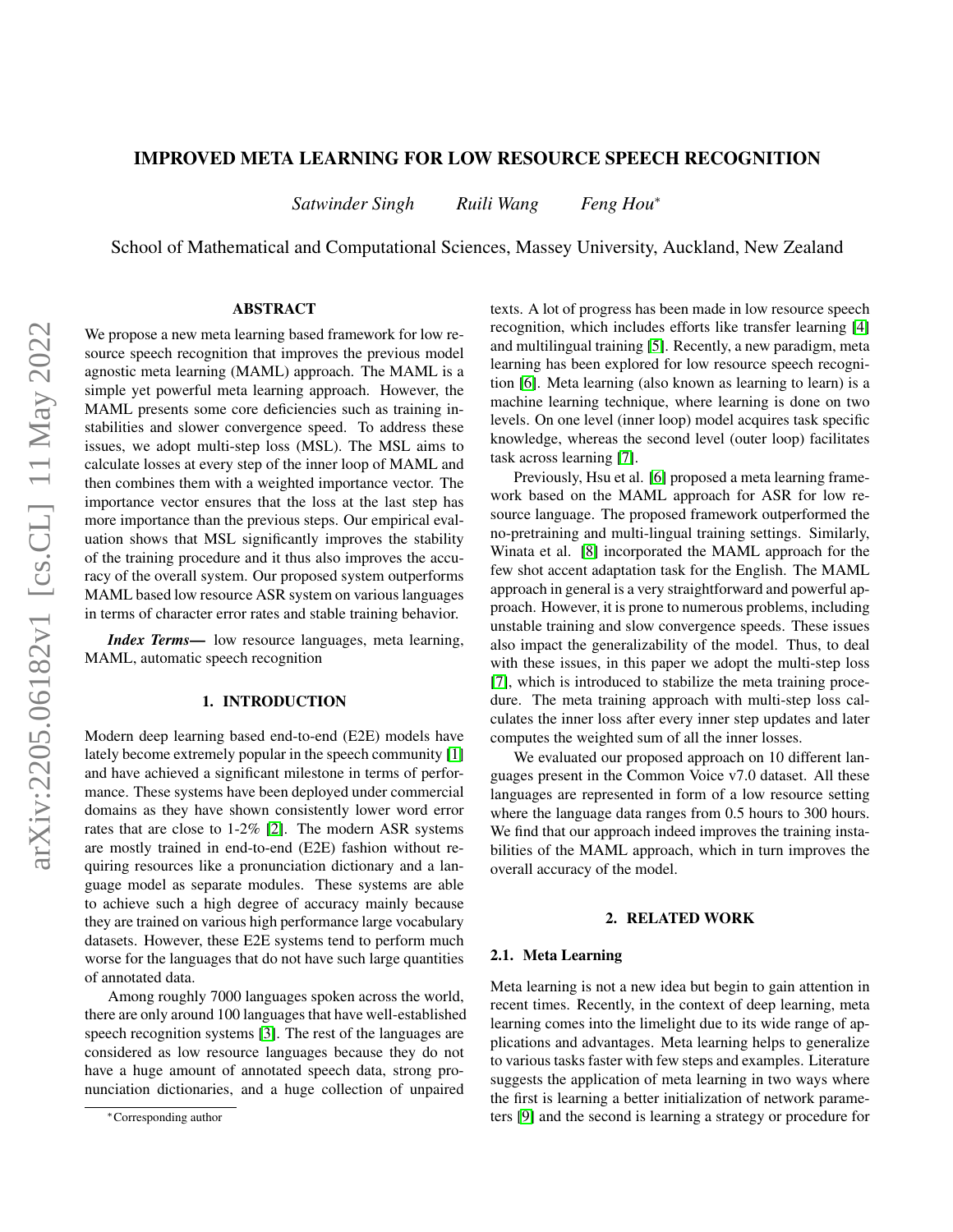# IMPROVED META LEARNING FOR LOW RESOURCE SPEECH RECOGNITION

*Satwinder Singh* *Ruili Wang* *Feng Hou*[*]

School of Mathematical and Computational Sciences, Massey University, Auckland, New Zealand

## ABSTRACT

We propose a new meta learning based framework for low resource speech recognition that improves the previous model agnostic meta learning (MAML) approach. The MAML is a simple yet powerful meta learning approach. However, the MAML presents some core deficiencies such as training instabilities and slower convergence speed. To address these issues, we adopt multi-step loss (MSL). The MSL aims to calculate losses at every step of the inner loop of MAML and then combines them with a weighted importance vector. The importance vector ensures that the loss at the last step has more importance than the previous steps. Our empirical evaluation shows that MSL significantly improves the stability of the training procedure and it thus also improves the accuracy of the overall system. Our proposed system outperforms MAML based low resource ASR system on various languages in terms of character error rates and stable training behavior.

***Index Terms*—** low resource languages, meta learning, MAML, automatic speech recognition

## 1. INTRODUCTION

Modern deep learning based end-to-end (E2E) models have lately become extremely popular in the speech community [1] and have achieved a significant milestone in terms of performance. These systems have been deployed under commercial domains as they have shown consistently lower word error rates that are close to 1-2% [2]. The modern ASR systems are mostly trained in end-to-end (E2E) fashion without requiring resources like a pronunciation dictionary and a language model as separate modules. These systems are able to achieve such a high degree of accuracy mainly because they are trained on various high performance large vocabulary datasets. However, these E2E systems tend to perform much worse for the languages that do not have such large quantities of annotated data.

Among roughly 7000 languages spoken across the world, there are only around 100 languages that have well-established speech recognition systems [3]. The rest of the languages are considered as low resource languages because they do not have a huge amount of annotated speech data, strong pronunciation dictionaries, and a huge collection of unpaired texts. A lot of progress has been made in low resource speech recognition, which includes efforts like transfer learning [4] and multilingual training [5]. Recently, a new paradigm, meta learning has been explored for low resource speech recognition [6]. Meta learning (also known as learning to learn) is a machine learning technique, where learning is done on two levels. On one level (inner loop) model acquires task specific knowledge, whereas the second level (outer loop) facilitates task across learning [7].

Previously, Hsu et al. [6] proposed a meta learning framework based on the MAML approach for ASR for low resource language. The proposed framework outperformed the no-pretraining and multi-lingual training settings. Similarly, Winata et al. [8] incorporated the MAML approach for the few shot accent adaptation task for the English. The MAML approach in general is a very straightforward and powerful approach. However, it is prone to numerous problems, including unstable training and slow convergence speeds. These issues also impact the generalizability of the model. Thus, to deal with these issues, in this paper we adopt the multi-step loss [7], which is introduced to stabilize the meta training procedure. The meta training approach with multi-step loss calculates the inner loss after every inner step updates and later computes the weighted sum of all the inner losses.

We evaluated our proposed approach on 10 different languages present in the Common Voice v7.0 dataset. All these languages are represented in form of a low resource setting where the language data ranges from 0.5 hours to 300 hours. We find that our approach indeed improves the training instabilities of the MAML approach, which in turn improves the overall accuracy of the model.

## 2. RELATED WORK

### 2.1. Meta Learning

Meta learning is not a new idea but begin to gain attention in recent times. Recently, in the context of deep learning, meta learning comes into the limelight due to its wide range of applications and advantages. Meta learning helps to generalize to various tasks faster with few steps and examples. Literature suggests the application of meta learning in two ways where the first is learning a better initialization of network parameters [9] and the second is learning a strategy or procedure for

[*]Corresponding author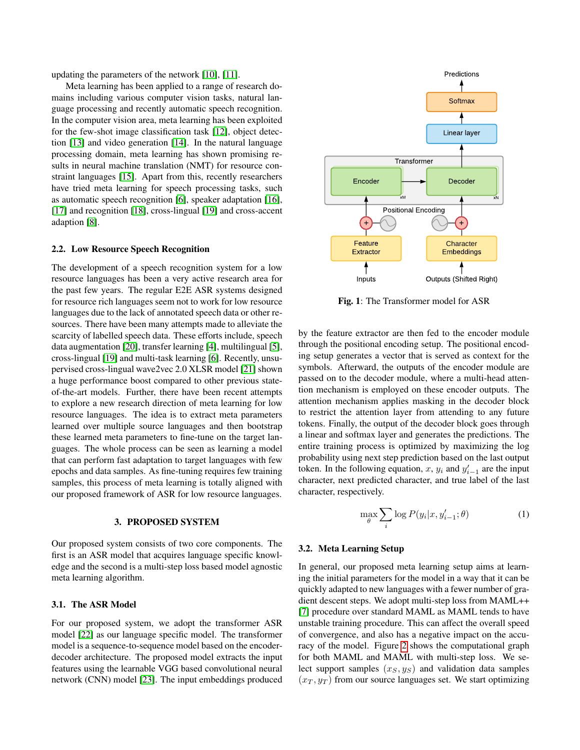updating the parameters of the network [10], [11].

Meta learning has been applied to a range of research domains including various computer vision tasks, natural language processing and recently automatic speech recognition. In the computer vision area, meta learning has been exploited for the few-shot image classification task [12], object detection [13] and video generation [14]. In the natural language processing domain, meta learning has shown promising results in neural machine translation (NMT) for resource constraint languages [15]. Apart from this, recently researchers have tried meta learning for speech processing tasks, such as automatic speech recognition [6], speaker adaptation [16], [17] and recognition [18], cross-lingual [19] and cross-accent adaption [8].

### 2.2. Low Resource Speech Recognition

The development of a speech recognition system for a low resource languages has been a very active research area for the past few years. The regular E2E ASR systems designed for resource rich languages seem not to work for low resource languages due to the lack of annotated speech data or other resources. There have been many attempts made to alleviate the scarcity of labelled speech data. These efforts include, speech data augmentation [20], transfer learning [4], multilingual [5], cross-lingual [19] and multi-task learning [6]. Recently, unsupervised cross-lingual wave2vec 2.0 XLSR model [21] shown a huge performance boost compared to other previous state-of-the-art models. Further, there have been recent attempts to explore a new research direction of meta learning for low resource languages. The idea is to extract meta parameters learned over multiple source languages and then bootstrap these learned meta parameters to fine-tune on the target languages. The whole process can be seen as learning a model that can perform fast adaptation to target languages with few epochs and data samples. As fine-tuning requires few training samples, this process of meta learning is totally aligned with our proposed framework of ASR for low resource languages.

## 3. PROPOSED SYSTEM

Our proposed system consists of two core components. The first is an ASR model that acquires language specific knowledge and the second is a multi-step loss based model agnostic meta learning algorithm.

### 3.1. The ASR Model

For our proposed system, we adopt the transformer ASR model [22] as our language specific model. The transformer model is a sequence-to-sequence model based on the encoder-decoder architecture. The proposed model extracts the input features using the learnable VGG based convolutional neural network (CNN) model [23]. The input embeddings produced by the feature extractor are then fed to the encoder module through the positional encoding setup. The positional encoding setup generates a vector that is served as context for the symbols. Afterward, the outputs of the encoder module are passed on to the decoder module, where a multi-head attention mechanism is employed on these encoder outputs. The attention mechanism applies masking in the decoder block to restrict the attention layer from attending to any future tokens. Finally, the output of the decoder block goes through a linear and softmax layer and generates the predictions. The entire training process is optimized by maximizing the log probability using next step prediction based on the last output token. In the following equation, $x$, $y_i$ and $y'_{i-1}$ are the input character, next predicted character, and true label of the last character, respectively.

$$\max_{\theta} \sum_{i} \log P(y_i | x, y'_{i-1}; \theta) \tag{1}$$

Predictions | Softmax | Linear layer | Transformer: Encoder (xM) → Decoder (xN) | Positional Encoding | Feature Extractor | Character Embeddings | Inputs | Outputs (Shifted Right)

**Fig. 1**: The Transformer model for ASR

### 3.2. Meta Learning Setup

In general, our proposed meta learning setup aims at learning the initial parameters for the model in a way that it can be quickly adapted to new languages with a fewer number of gradient descent steps. We adopt multi-step loss from MAML++ [7] procedure over standard MAML as MAML tends to have unstable training procedure. This can affect the overall speed of convergence, and also has a negative impact on the accuracy of the model. Figure 2 shows the computational graph for both MAML and MAML with multi-step loss. We select support samples $(x_S, y_S)$ and validation data samples $(x_T, y_T)$ from our source languages set. We start optimizing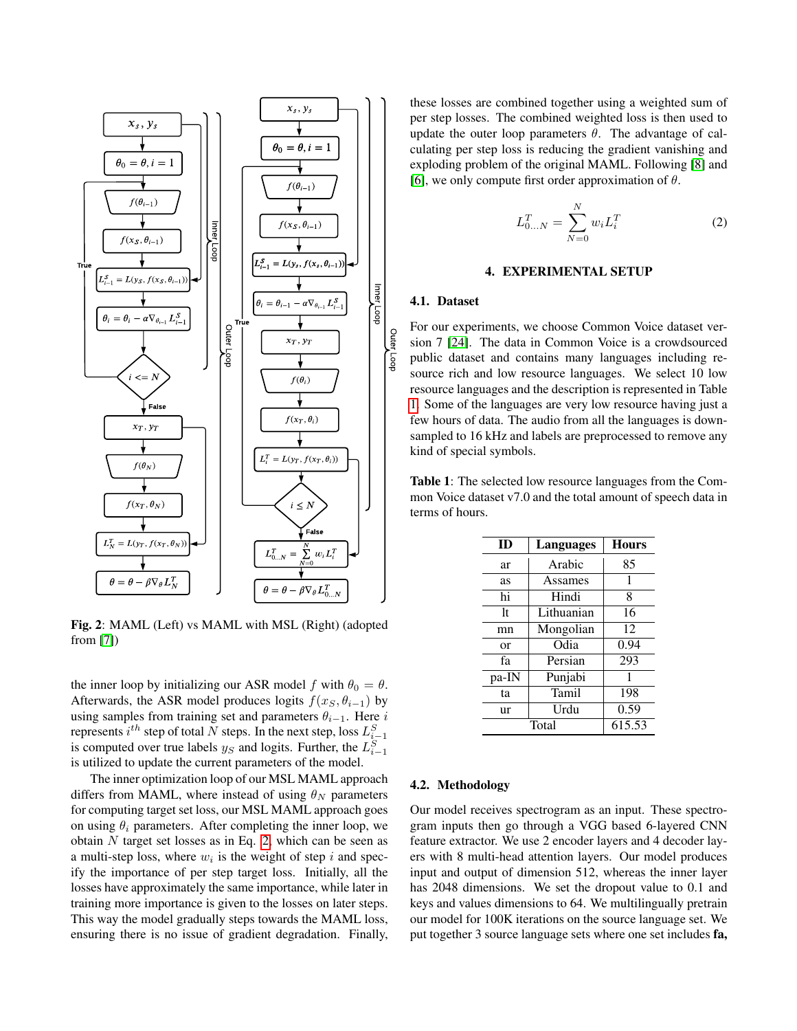**Fig. 2**: MAML (Left) vs MAML with MSL (Right) (adopted from [7])

the inner loop by initializing our ASR model $f$ with $\theta_0 = \theta$. Afterwards, the ASR model produces logits $f(x_S, \theta_{i-1})$ by using samples from training set and parameters $\theta_{i-1}$. Here $i$ represents $i^{th}$ step of total $N$ steps. In the next step, loss $L^S_{i-1}$ is computed over true labels $y_S$ and logits. Further, the $L^S_{i-1}$ is utilized to update the current parameters of the model.

The inner optimization loop of our MSL MAML approach differs from MAML, where instead of using $\theta_N$ parameters for computing target set loss, our MSL MAML approach goes on using $\theta_i$ parameters. After completing the inner loop, we obtain $N$ target set losses as in Eq. 2, which can be seen as a multi-step loss, where $w_i$ is the weight of step $i$ and specify the importance of per step target loss. Initially, all the losses have approximately the same importance, while later in training more importance is given to the losses on later steps. This way the model gradually steps towards the MAML loss, ensuring there is no issue of gradient degradation. Finally, these losses are combined together using a weighted sum of per step losses. The combined weighted loss is then used to update the outer loop parameters $\theta$. The advantage of calculating per step loss is reducing the gradient vanishing and exploding problem of the original MAML. Following [8] and [6], we only compute first order approximation of $\theta$.

$$L^T_{0...N} = \sum_{N=0}^{N} w_i L^T_i \tag{2}$$

## 4. EXPERIMENTAL SETUP

### 4.1. Dataset

For our experiments, we choose Common Voice dataset version 7 [24]. The data in Common Voice is a crowdsourced public dataset and contains many languages including resource rich and low resource languages. We select 10 low resource languages and the description is represented in Table 1. Some of the languages are very low resource having just a few hours of data. The audio from all the languages is downsampled to 16 kHz and labels are preprocessed to remove any kind of special symbols.

**Table 1**: The selected low resource languages from the Common Voice dataset v7.0 and the total amount of speech data in terms of hours.

| ID | Languages | Hours |
|---|---|---|
| ar | Arabic | 85 |
| as | Assames | 1 |
| hi | Hindi | 8 |
| lt | Lithuanian | 16 |
| mn | Mongolian | 12 |
| or | Odia | 0.94 |
| fa | Persian | 293 |
| pa-IN | Punjabi | 1 |
| ta | Tamil | 198 |
| ur | Urdu | 0.59 |
| Total | | 615.53 |

### 4.2. Methodology

Our model receives spectrogram as an input. These spectrogram inputs then go through a VGG based 6-layered CNN feature extractor. We use 2 encoder layers and 4 decoder layers with 8 multi-head attention layers. Our model produces input and output of dimension 512, whereas the inner layer has 2048 dimensions. We set the dropout value to 0.1 and keys and values dimensions to 64. We multilingually pretrain our model for 100K iterations on the source language set. We put together 3 source language sets where one set includes **fa,**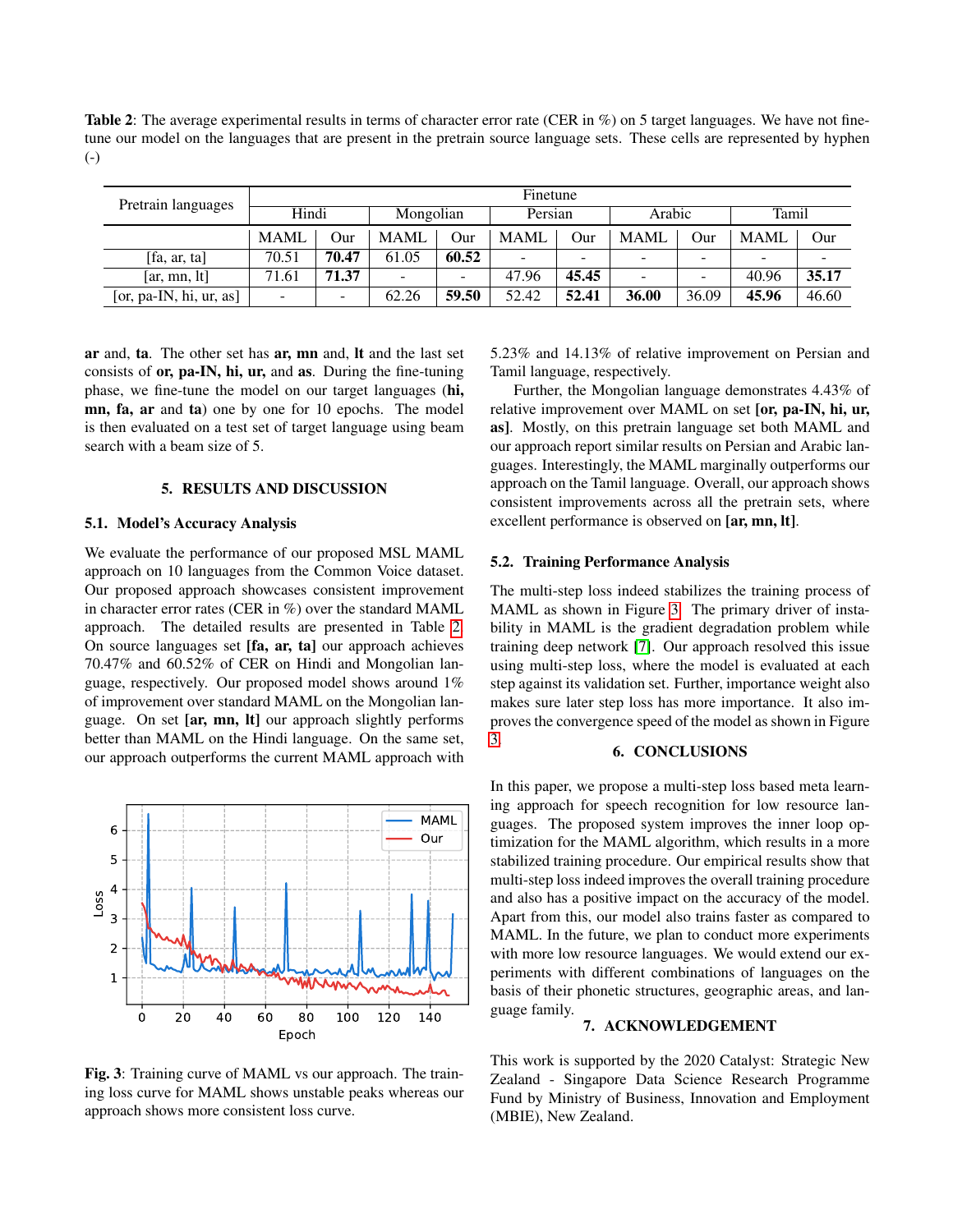**Table 2**: The average experimental results in terms of character error rate (CER in %) on 5 target languages. We have not fine-tune our model on the languages that are present in the pretrain source language sets. These cells are represented by hyphen (-)

| Pretrain languages | Finetune | | | | | | | | | |
|---|---|---|---|---|---|---|---|---|---|---|
| | Hindi | | Mongolian | | Persian | | Arabic | | Tamil | |
| | MAML | Our | MAML | Our | MAML | Our | MAML | Our | MAML | Our |
| [fa, ar, ta] | 70.51 | **70.47** | 61.05 | **60.52** | - | - | - | - | - | - |
| [ar, mn, lt] | 71.61 | **71.37** | - | - | 47.96 | **45.45** | - | - | 40.96 | **35.17** |
| [or, pa-IN, hi, ur, as] | - | - | 62.26 | **59.50** | 52.42 | **52.41** | **36.00** | 36.09 | **45.96** | 46.60 |

**ar** and, **ta**. The other set has **ar, mn** and, **lt** and the last set consists of **or, pa-IN, hi, ur,** and **as**. During the fine-tuning phase, we fine-tune the model on our target languages (**hi, mn, fa, ar** and **ta**) one by one for 10 epochs. The model is then evaluated on a test set of target language using beam search with a beam size of 5.

## 5. RESULTS AND DISCUSSION

### 5.1. Model's Accuracy Analysis

We evaluate the performance of our proposed MSL MAML approach on 10 languages from the Common Voice dataset. Our proposed approach showcases consistent improvement in character error rates (CER in %) over the standard MAML approach. The detailed results are presented in Table 2. On source languages set **[fa, ar, ta]** our approach achieves 70.47% and 60.52% of CER on Hindi and Mongolian language, respectively. Our proposed model shows around 1% of improvement over standard MAML on the Mongolian language. On set **[ar, mn, lt]** our approach slightly performs better than MAML on the Hindi language. On the same set, our approach outperforms the current MAML approach with 5.23% and 14.13% of relative improvement on Persian and Tamil language, respectively.

Further, the Mongolian language demonstrates 4.43% of relative improvement over MAML on set **[or, pa-IN, hi, ur, as]**. Mostly, on this pretrain language set both MAML and our approach report similar results on Persian and Arabic languages. Interestingly, the MAML marginally outperforms our approach on the Tamil language. Overall, our approach shows consistent improvements across all the pretrain sets, where excellent performance is observed on **[ar, mn, lt]**.

### 5.2. Training Performance Analysis

The multi-step loss indeed stabilizes the training process of MAML as shown in Figure 3. The primary driver of instability in MAML is the gradient degradation problem while training deep network [7]. Our approach resolved this issue using multi-step loss, where the model is evaluated at each step against its validation set. Further, importance weight also makes sure later step loss has more importance. It also improves the convergence speed of the model as shown in Figure 3.

**Fig. 3**: Training curve of MAML vs our approach. The training loss curve for MAML shows unstable peaks whereas our approach shows more consistent loss curve.

## 6. CONCLUSIONS

In this paper, we propose a multi-step loss based meta learning approach for speech recognition for low resource languages. The proposed system improves the inner loop optimization for the MAML algorithm, which results in a more stabilized training procedure. Our empirical results show that multi-step loss indeed improves the overall training procedure and also has a positive impact on the accuracy of the model. Apart from this, our model also trains faster as compared to MAML. In the future, we plan to conduct more experiments with more low resource languages. We would extend our experiments with different combinations of languages on the basis of their phonetic structures, geographic areas, and language family.

## 7. ACKNOWLEDGEMENT

This work is supported by the 2020 Catalyst: Strategic New Zealand - Singapore Data Science Research Programme Fund by Ministry of Business, Innovation and Employment (MBIE), New Zealand.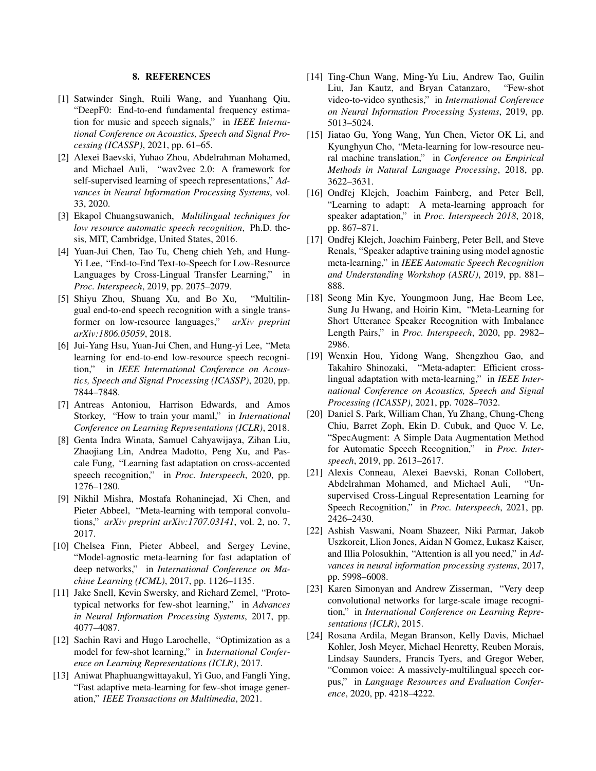# 8. REFERENCES

[1] Satwinder Singh, Ruili Wang, and Yuanhang Qiu, "DeepF0: End-to-end fundamental frequency estimation for music and speech signals," in *IEEE International Conference on Acoustics, Speech and Signal Processing (ICASSP)*, 2021, pp. 61–65.

[2] Alexei Baevski, Yuhao Zhou, Abdelrahman Mohamed, and Michael Auli, "wav2vec 2.0: A framework for self-supervised learning of speech representations," *Advances in Neural Information Processing Systems*, vol. 33, 2020.

[3] Ekapol Chuangsuwanich, *Multilingual techniques for low resource automatic speech recognition*, Ph.D. thesis, MIT, Cambridge, United States, 2016.

[4] Yuan-Jui Chen, Tao Tu, Cheng chieh Yeh, and Hung-Yi Lee, "End-to-End Text-to-Speech for Low-Resource Languages by Cross-Lingual Transfer Learning," in *Proc. Interspeech*, 2019, pp. 2075–2079.

[5] Shiyu Zhou, Shuang Xu, and Bo Xu, "Multilingual end-to-end speech recognition with a single transformer on low-resource languages," *arXiv preprint arXiv:1806.05059*, 2018.

[6] Jui-Yang Hsu, Yuan-Jui Chen, and Hung-yi Lee, "Meta learning for end-to-end low-resource speech recognition," in *IEEE International Conference on Acoustics, Speech and Signal Processing (ICASSP)*, 2020, pp. 7844–7848.

[7] Antreas Antoniou, Harrison Edwards, and Amos Storkey, "How to train your maml," in *International Conference on Learning Representations (ICLR)*, 2018.

[8] Genta Indra Winata, Samuel Cahyawijaya, Zihan Liu, Zhaojiang Lin, Andrea Madotto, Peng Xu, and Pascale Fung, "Learning fast adaptation on cross-accented speech recognition," in *Proc. Interspeech*, 2020, pp. 1276–1280.

[9] Nikhil Mishra, Mostafa Rohaninejad, Xi Chen, and Pieter Abbeel, "Meta-learning with temporal convolutions," *arXiv preprint arXiv:1707.03141*, vol. 2, no. 7, 2017.

[10] Chelsea Finn, Pieter Abbeel, and Sergey Levine, "Model-agnostic meta-learning for fast adaptation of deep networks," in *International Conference on Machine Learning (ICML)*, 2017, pp. 1126–1135.

[11] Jake Snell, Kevin Swersky, and Richard Zemel, "Prototypical networks for few-shot learning," in *Advances in Neural Information Processing Systems*, 2017, pp. 4077–4087.

[12] Sachin Ravi and Hugo Larochelle, "Optimization as a model for few-shot learning," in *International Conference on Learning Representations (ICLR)*, 2017.

[13] Aniwat Phaphuangwittayakul, Yi Guo, and Fangli Ying, "Fast adaptive meta-learning for few-shot image generation," *IEEE Transactions on Multimedia*, 2021.

[14] Ting-Chun Wang, Ming-Yu Liu, Andrew Tao, Guilin Liu, Jan Kautz, and Bryan Catanzaro, "Few-shot video-to-video synthesis," in *International Conference on Neural Information Processing Systems*, 2019, pp. 5013–5024.

[15] Jiatao Gu, Yong Wang, Yun Chen, Victor OK Li, and Kyunghyun Cho, "Meta-learning for low-resource neural machine translation," in *Conference on Empirical Methods in Natural Language Processing*, 2018, pp. 3622–3631.

[16] Ondřej Klejch, Joachim Fainberg, and Peter Bell, "Learning to adapt: A meta-learning approach for speaker adaptation," in *Proc. Interspeech 2018*, 2018, pp. 867–871.

[17] Ondřej Klejch, Joachim Fainberg, Peter Bell, and Steve Renals, "Speaker adaptive training using model agnostic meta-learning," in *IEEE Automatic Speech Recognition and Understanding Workshop (ASRU)*, 2019, pp. 881–888.

[18] Seong Min Kye, Youngmoon Jung, Hae Beom Lee, Sung Ju Hwang, and Hoirin Kim, "Meta-Learning for Short Utterance Speaker Recognition with Imbalance Length Pairs," in *Proc. Interspeech*, 2020, pp. 2982–2986.

[19] Wenxin Hou, Yidong Wang, Shengzhou Gao, and Takahiro Shinozaki, "Meta-adapter: Efficient cross-lingual adaptation with meta-learning," in *IEEE International Conference on Acoustics, Speech and Signal Processing (ICASSP)*, 2021, pp. 7028–7032.

[20] Daniel S. Park, William Chan, Yu Zhang, Chung-Cheng Chiu, Barret Zoph, Ekin D. Cubuk, and Quoc V. Le, "SpecAugment: A Simple Data Augmentation Method for Automatic Speech Recognition," in *Proc. Interspeech*, 2019, pp. 2613–2617.

[21] Alexis Conneau, Alexei Baevski, Ronan Collobert, Abdelrahman Mohamed, and Michael Auli, "Unsupervised Cross-Lingual Representation Learning for Speech Recognition," in *Proc. Interspeech*, 2021, pp. 2426–2430.

[22] Ashish Vaswani, Noam Shazeer, Niki Parmar, Jakob Uszkoreit, Llion Jones, Aidan N Gomez, Łukasz Kaiser, and Illia Polosukhin, "Attention is all you need," in *Advances in neural information processing systems*, 2017, pp. 5998–6008.

[23] Karen Simonyan and Andrew Zisserman, "Very deep convolutional networks for large-scale image recognition," in *International Conference on Learning Representations (ICLR)*, 2015.

[24] Rosana Ardila, Megan Branson, Kelly Davis, Michael Kohler, Josh Meyer, Michael Henretty, Reuben Morais, Lindsay Saunders, Francis Tyers, and Gregor Weber, "Common voice: A massively-multilingual speech corpus," in *Language Resources and Evaluation Conference*, 2020, pp. 4218–4222.